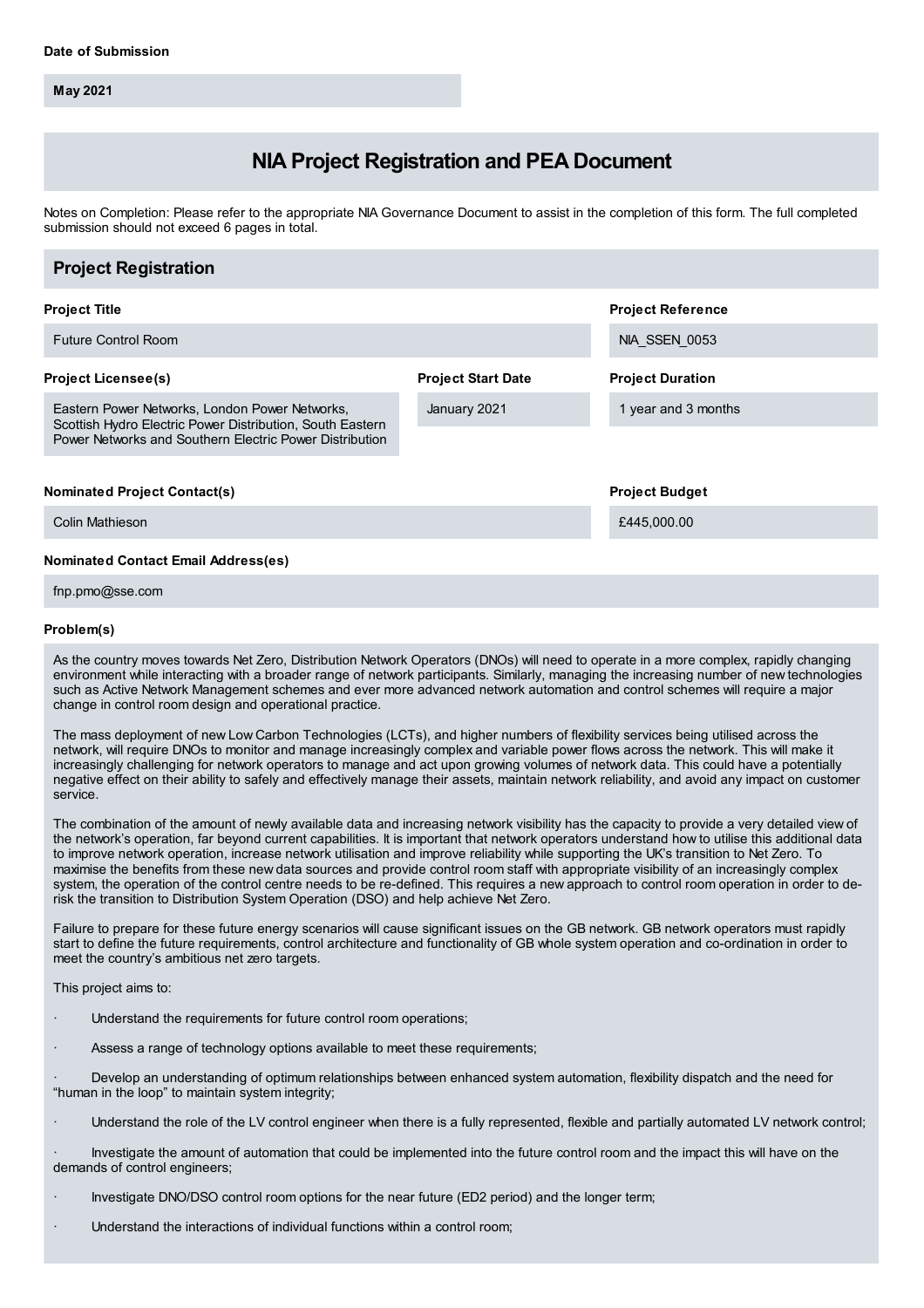**Date of Submission**

May 2021

# NIA Project Registration and PEA Document

Notes on Completion: Please refer to the appropriate NIA Governance Document to assist in the completion of this form. The full completed submission should not exceed 6 pages in total.

## Project Registration

**Project Title**

Future Control Room

**Project Reference**

NIA_SSEN_0053

**Project Licensee(s)**

Eastern Power Networks, London Power Networks, Scottish Hydro Electric Power Distribution, South Eastern Power Networks and Southern Electric Power Distribution

**Project Start Date**

January 2021

**Project Duration**

1 year and 3 months

**Nominated Project Contact(s)**

Colin Mathieson

**Project Budget**

£445,000.00

**Nominated Contact Email Address(es)**

fnp.pmo@sse.com

**Problem(s)**

As the country moves towards Net Zero, Distribution Network Operators (DNOs) will need to operate in a more complex, rapidly changing environment while interacting with a broader range of network participants. Similarly, managing the increasing number of new technologies such as Active Network Management schemes and ever more advanced network automation and control schemes will require a major change in control room design and operational practice.

The mass deployment of new Low Carbon Technologies (LCTs), and higher numbers of flexibility services being utilised across the network, will require DNOs to monitor and manage increasingly complex and variable power flows across the network. This will make it increasingly challenging for network operators to manage and act upon growing volumes of network data. This could have a potentially negative effect on their ability to safely and effectively manage their assets, maintain network reliability, and avoid any impact on customer service.

The combination of the amount of newly available data and increasing network visibility has the capacity to provide a very detailed view of the network's operation, far beyond current capabilities. It is important that network operators understand how to utilise this additional data to improve network operation, increase network utilisation and improve reliability while supporting the UK's transition to Net Zero. To maximise the benefits from these new data sources and provide control room staff with appropriate visibility of an increasingly complex system, the operation of the control centre needs to be re-defined. This requires a new approach to control room operation in order to de-risk the transition to Distribution System Operation (DSO) and help achieve Net Zero.

Failure to prepare for these future energy scenarios will cause significant issues on the GB network. GB network operators must rapidly start to define the future requirements, control architecture and functionality of GB whole system operation and co-ordination in order to meet the country's ambitious net zero targets.

This project aims to:

- Understand the requirements for future control room operations;
- Assess a range of technology options available to meet these requirements;
- Develop an understanding of optimum relationships between enhanced system automation, flexibility dispatch and the need for "human in the loop" to maintain system integrity;
- Understand the role of the LV control engineer when there is a fully represented, flexible and partially automated LV network control;
- Investigate the amount of automation that could be implemented into the future control room and the impact this will have on the demands of control engineers;
- Investigate DNO/DSO control room options for the near future (ED2 period) and the longer term;
- Understand the interactions of individual functions within a control room;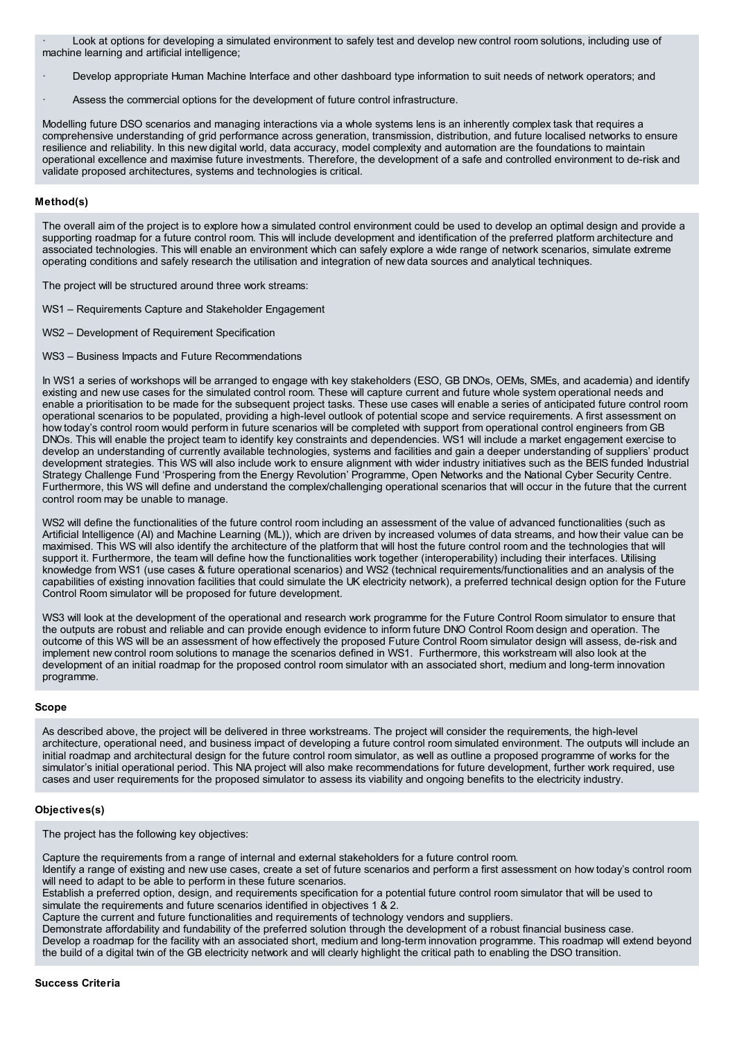- Look at options for developing a simulated environment to safely test and develop new control room solutions, including use of machine learning and artificial intelligence;
- Develop appropriate Human Machine Interface and other dashboard type information to suit needs of network operators; and
- Assess the commercial options for the development of future control infrastructure.

Modelling future DSO scenarios and managing interactions via a whole systems lens is an inherently complex task that requires a comprehensive understanding of grid performance across generation, transmission, distribution, and future localised networks to ensure resilience and reliability. In this new digital world, data accuracy, model complexity and automation are the foundations to maintain operational excellence and maximise future investments. Therefore, the development of a safe and controlled environment to de-risk and validate proposed architectures, systems and technologies is critical.

**Method(s)**

The overall aim of the project is to explore how a simulated control environment could be used to develop an optimal design and provide a supporting roadmap for a future control room. This will include development and identification of the preferred platform architecture and associated technologies. This will enable an environment which can safely explore a wide range of network scenarios, simulate extreme operating conditions and safely research the utilisation and integration of new data sources and analytical techniques.

The project will be structured around three work streams:

WS1 – Requirements Capture and Stakeholder Engagement

WS2 – Development of Requirement Specification

WS3 – Business Impacts and Future Recommendations

In WS1 a series of workshops will be arranged to engage with key stakeholders (ESO, GB DNOs, OEMs, SMEs, and academia) and identify existing and new use cases for the simulated control room. These will capture current and future whole system operational needs and enable a prioritisation to be made for the subsequent project tasks. These use cases will enable a series of anticipated future control room operational scenarios to be populated, providing a high-level outlook of potential scope and service requirements. A first assessment on how today's control room would perform in future scenarios will be completed with support from operational control engineers from GB DNOs. This will enable the project team to identify key constraints and dependencies. WS1 will include a market engagement exercise to develop an understanding of currently available technologies, systems and facilities and gain a deeper understanding of suppliers' product development strategies. This WS will also include work to ensure alignment with wider industry initiatives such as the BEIS funded Industrial Strategy Challenge Fund 'Prospering from the Energy Revolution' Programme, Open Networks and the National Cyber Security Centre. Furthermore, this WS will define and understand the complex/challenging operational scenarios that will occur in the future that the current control room may be unable to manage.

WS2 will define the functionalities of the future control room including an assessment of the value of advanced functionalities (such as Artificial Intelligence (AI) and Machine Learning (ML)), which are driven by increased volumes of data streams, and how their value can be maximised. This WS will also identify the architecture of the platform that will host the future control room and the technologies that will support it. Furthermore, the team will define how the functionalities work together (interoperability) including their interfaces. Utilising knowledge from WS1 (use cases & future operational scenarios) and WS2 (technical requirements/functionalities and an analysis of the capabilities of existing innovation facilities that could simulate the UK electricity network), a preferred technical design option for the Future Control Room simulator will be proposed for future development.

WS3 will look at the development of the operational and research work programme for the Future Control Room simulator to ensure that the outputs are robust and reliable and can provide enough evidence to inform future DNO Control Room design and operation. The outcome of this WS will be an assessment of how effectively the proposed Future Control Room simulator design will assess, de-risk and implement new control room solutions to manage the scenarios defined in WS1. Furthermore, this workstream will also look at the development of an initial roadmap for the proposed control room simulator with an associated short, medium and long-term innovation programme.

**Scope**

As described above, the project will be delivered in three workstreams. The project will consider the requirements, the high-level architecture, operational need, and business impact of developing a future control room simulated environment. The outputs will include an initial roadmap and architectural design for the future control room simulator, as well as outline a proposed programme of works for the simulator's initial operational period. This NIA project will also make recommendations for future development, further work required, use cases and user requirements for the proposed simulator to assess its viability and ongoing benefits to the electricity industry.

**Objectives(s)**

The project has the following key objectives:

Capture the requirements from a range of internal and external stakeholders for a future control room.
Identify a range of existing and new use cases, create a set of future scenarios and perform a first assessment on how today's control room will need to adapt to be able to perform in these future scenarios.
Establish a preferred option, design, and requirements specification for a potential future control room simulator that will be used to simulate the requirements and future scenarios identified in objectives 1 & 2.
Capture the current and future functionalities and requirements of technology vendors and suppliers.
Demonstrate affordability and fundability of the preferred solution through the development of a robust financial business case.
Develop a roadmap for the facility with an associated short, medium and long-term innovation programme. This roadmap will extend beyond the build of a digital twin of the GB electricity network and will clearly highlight the critical path to enabling the DSO transition.

**Success Criteria**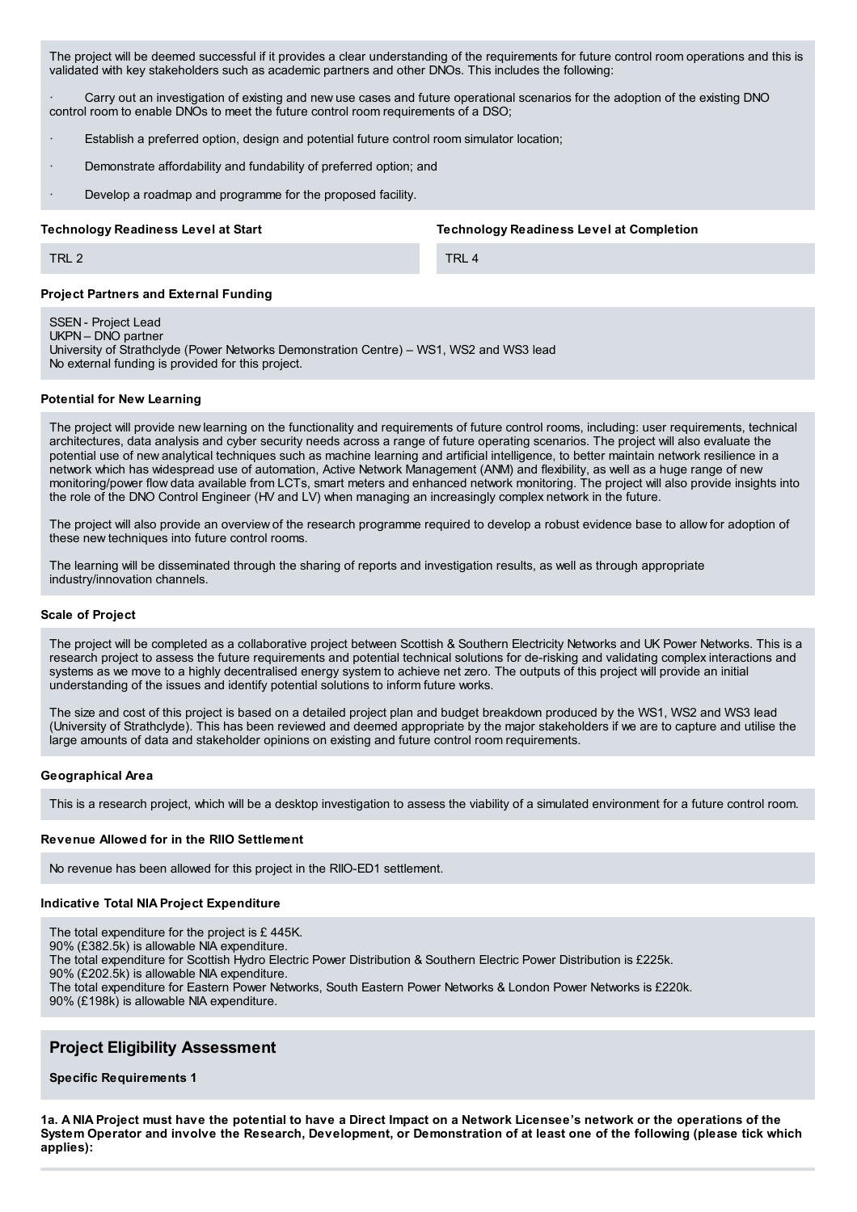The project will be deemed successful if it provides a clear understanding of the requirements for future control room operations and this is validated with key stakeholders such as academic partners and other DNOs. This includes the following:

- Carry out an investigation of existing and new use cases and future operational scenarios for the adoption of the existing DNO control room to enable DNOs to meet the future control room requirements of a DSO;
- Establish a preferred option, design and potential future control room simulator location;
- Demonstrate affordability and fundability of preferred option; and
- Develop a roadmap and programme for the proposed facility.

**Technology Readiness Level at Start**

TRL 2

**Technology Readiness Level at Completion**

TRL 4

**Project Partners and External Funding**

SSEN - Project Lead
UKPN – DNO partner
University of Strathclyde (Power Networks Demonstration Centre) – WS1, WS2 and WS3 lead
No external funding is provided for this project.

**Potential for New Learning**

The project will provide new learning on the functionality and requirements of future control rooms, including: user requirements, technical architectures, data analysis and cyber security needs across a range of future operating scenarios. The project will also evaluate the potential use of new analytical techniques such as machine learning and artificial intelligence, to better maintain network resilience in a network which has widespread use of automation, Active Network Management (ANM) and flexibility, as well as a huge range of new monitoring/power flow data available from LCTs, smart meters and enhanced network monitoring. The project will also provide insights into the role of the DNO Control Engineer (HV and LV) when managing an increasingly complex network in the future.

The project will also provide an overview of the research programme required to develop a robust evidence base to allow for adoption of these new techniques into future control rooms.

The learning will be disseminated through the sharing of reports and investigation results, as well as through appropriate industry/innovation channels.

**Scale of Project**

The project will be completed as a collaborative project between Scottish & Southern Electricity Networks and UK Power Networks. This is a research project to assess the future requirements and potential technical solutions for de-risking and validating complex interactions and systems as we move to a highly decentralised energy system to achieve net zero. The outputs of this project will provide an initial understanding of the issues and identify potential solutions to inform future works.

The size and cost of this project is based on a detailed project plan and budget breakdown produced by the WS1, WS2 and WS3 lead (University of Strathclyde). This has been reviewed and deemed appropriate by the major stakeholders if we are to capture and utilise the large amounts of data and stakeholder opinions on existing and future control room requirements.

**Geographical Area**

This is a research project, which will be a desktop investigation to assess the viability of a simulated environment for a future control room.

**Revenue Allowed for in the RIIO Settlement**

No revenue has been allowed for this project in the RIIO-ED1 settlement.

**Indicative Total NIA Project Expenditure**

The total expenditure for the project is £ 445K.
90% (£382.5k) is allowable NIA expenditure.
The total expenditure for Scottish Hydro Electric Power Distribution & Southern Electric Power Distribution is £225k.
90% (£202.5k) is allowable NIA expenditure.
The total expenditure for Eastern Power Networks, South Eastern Power Networks & London Power Networks is £220k.
90% (£198k) is allowable NIA expenditure.

## Project Eligibility Assessment

**Specific Requirements 1**

**1a. A NIA Project must have the potential to have a Direct Impact on a Network Licensee's network or the operations of the System Operator and involve the Research, Development, or Demonstration of at least one of the following (please tick which applies):**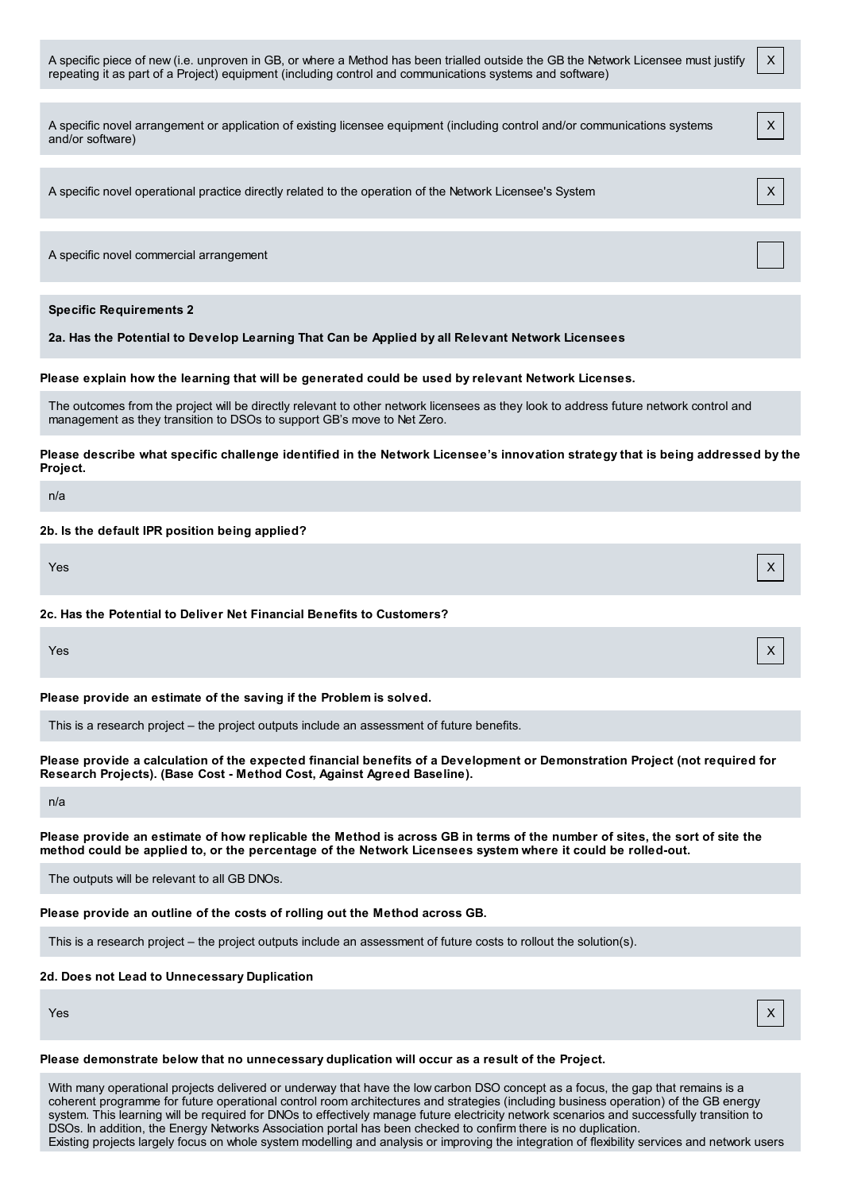A specific piece of new (i.e. unproven in GB, or where a Method has been trialled outside the GB the Network Licensee must justify repeating it as part of a Project) equipment (including control and communications systems and software) | X

A specific novel arrangement or application of existing licensee equipment (including control and/or communications systems and/or software) | X

A specific novel operational practice directly related to the operation of the Network Licensee's System | X

A specific novel commercial arrangement | 

**Specific Requirements 2**

**2a. Has the Potential to Develop Learning That Can be Applied by all Relevant Network Licensees**

**Please explain how the learning that will be generated could be used by relevant Network Licenses.**

The outcomes from the project will be directly relevant to other network licensees as they look to address future network control and management as they transition to DSOs to support GB's move to Net Zero.

**Please describe what specific challenge identified in the Network Licensee's innovation strategy that is being addressed by the Project.**

n/a

**2b. Is the default IPR position being applied?**

Yes | X

**2c. Has the Potential to Deliver Net Financial Benefits to Customers?**

Yes | X

**Please provide an estimate of the saving if the Problem is solved.**

This is a research project – the project outputs include an assessment of future benefits.

**Please provide a calculation of the expected financial benefits of a Development or Demonstration Project (not required for Research Projects). (Base Cost - Method Cost, Against Agreed Baseline).**

n/a

**Please provide an estimate of how replicable the Method is across GB in terms of the number of sites, the sort of site the method could be applied to, or the percentage of the Network Licensees system where it could be rolled-out.**

The outputs will be relevant to all GB DNOs.

**Please provide an outline of the costs of rolling out the Method across GB.**

This is a research project – the project outputs include an assessment of future costs to rollout the solution(s).

**2d. Does not Lead to Unnecessary Duplication**

Yes | X

**Please demonstrate below that no unnecessary duplication will occur as a result of the Project.**

With many operational projects delivered or underway that have the low carbon DSO concept as a focus, the gap that remains is a coherent programme for future operational control room architectures and strategies (including business operation) of the GB energy system. This learning will be required for DNOs to effectively manage future electricity network scenarios and successfully transition to DSOs. In addition, the Energy Networks Association portal has been checked to confirm there is no duplication.
Existing projects largely focus on whole system modelling and analysis or improving the integration of flexibility services and network users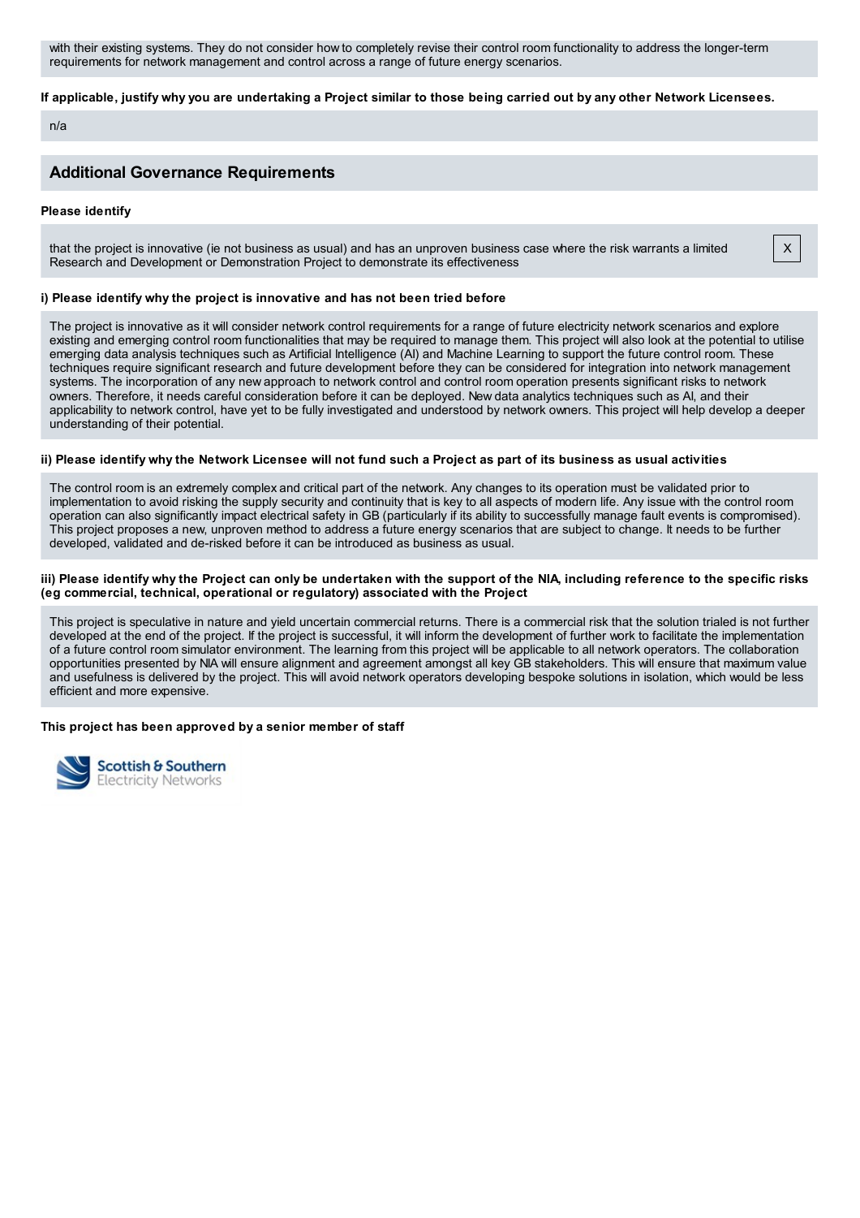with their existing systems. They do not consider how to completely revise their control room functionality to address the longer-term requirements for network management and control across a range of future energy scenarios.

**If applicable, justify why you are undertaking a Project similar to those being carried out by any other Network Licensees.**

n/a

## Additional Governance Requirements

**Please identify**

that the project is innovative (ie not business as usual) and has an unproven business case where the risk warrants a limited Research and Development or Demonstration Project to demonstrate its effectiveness

X

**i) Please identify why the project is innovative and has not been tried before**

The project is innovative as it will consider network control requirements for a range of future electricity network scenarios and explore existing and emerging control room functionalities that may be required to manage them. This project will also look at the potential to utilise emerging data analysis techniques such as Artificial Intelligence (AI) and Machine Learning to support the future control room. These techniques require significant research and future development before they can be considered for integration into network management systems. The incorporation of any new approach to network control and control room operation presents significant risks to network owners. Therefore, it needs careful consideration before it can be deployed. New data analytics techniques such as AI, and their applicability to network control, have yet to be fully investigated and understood by network owners. This project will help develop a deeper understanding of their potential.

**ii) Please identify why the Network Licensee will not fund such a Project as part of its business as usual activities**

The control room is an extremely complex and critical part of the network. Any changes to its operation must be validated prior to implementation to avoid risking the supply security and continuity that is key to all aspects of modern life. Any issue with the control room operation can also significantly impact electrical safety in GB (particularly if its ability to successfully manage fault events is compromised). This project proposes a new, unproven method to address a future energy scenarios that are subject to change. It needs to be further developed, validated and de-risked before it can be introduced as business as usual.

**iii) Please identify why the Project can only be undertaken with the support of the NIA, including reference to the specific risks (eg commercial, technical, operational or regulatory) associated with the Project**

This project is speculative in nature and yield uncertain commercial returns. There is a commercial risk that the solution trialed is not further developed at the end of the project. If the project is successful, it will inform the development of further work to facilitate the implementation of a future control room simulator environment. The learning from this project will be applicable to all network operators. The collaboration opportunities presented by NIA will ensure alignment and agreement amongst all key GB stakeholders. This will ensure that maximum value and usefulness is delivered by the project. This will avoid network operators developing bespoke solutions in isolation, which would be less efficient and more expensive.

**This project has been approved by a senior member of staff**

Scottish & Southern Electricity Networks